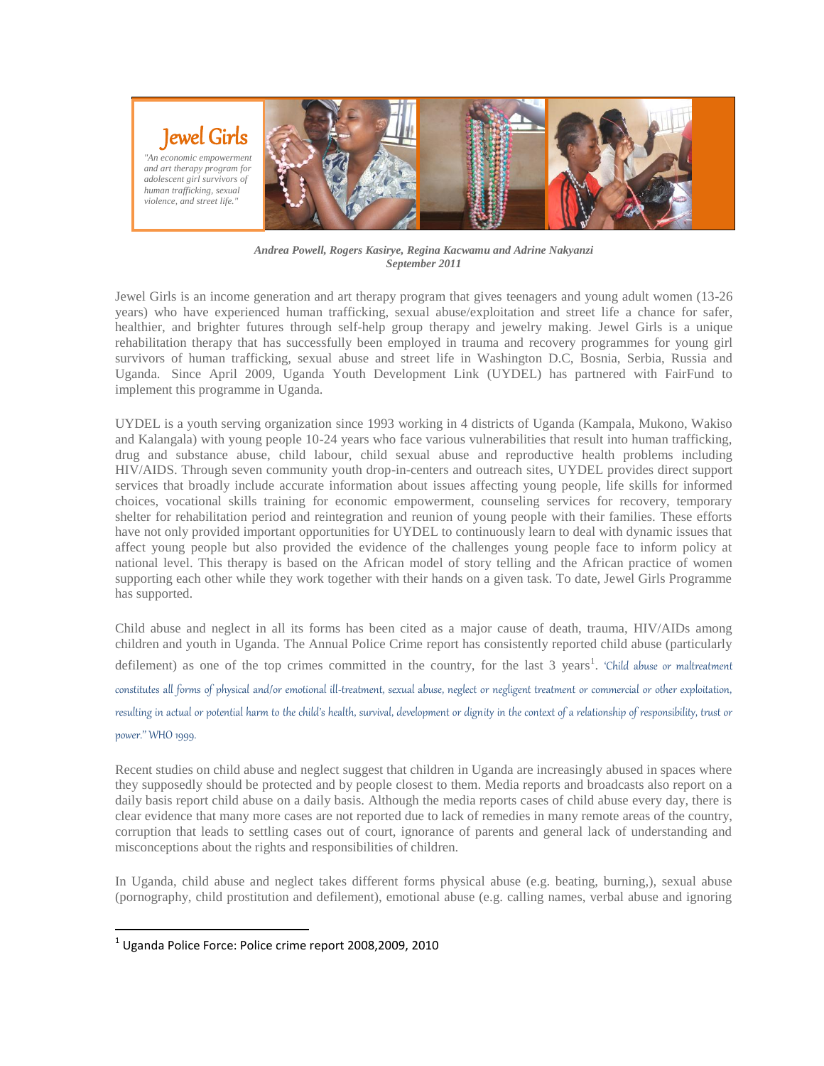# Jewel Girls

*"An economic empowerment and art therapy program for adolescent girl survivors of human trafficking, sexual violence, and street life."*

***Andrea Powell, Rogers Kasirye, Regina Kacwamu and Adrine Nakyanzi***
***September 2011***

Jewel Girls is an income generation and art therapy program that gives teenagers and young adult women (13-26 years) who have experienced human trafficking, sexual abuse/exploitation and street life a chance for safer, healthier, and brighter futures through self-help group therapy and jewelry making. Jewel Girls is a unique rehabilitation therapy that has successfully been employed in trauma and recovery programmes for young girl survivors of human trafficking, sexual abuse and street life in Washington D.C, Bosnia, Serbia, Russia and Uganda. Since April 2009, Uganda Youth Development Link (UYDEL) has partnered with FairFund to implement this programme in Uganda.

UYDEL is a youth serving organization since 1993 working in 4 districts of Uganda (Kampala, Mukono, Wakiso and Kalangala) with young people 10-24 years who face various vulnerabilities that result into human trafficking, drug and substance abuse, child labour, child sexual abuse and reproductive health problems including HIV/AIDS. Through seven community youth drop-in-centers and outreach sites, UYDEL provides direct support services that broadly include accurate information about issues affecting young people, life skills for informed choices, vocational skills training for economic empowerment, counseling services for recovery, temporary shelter for rehabilitation period and reintegration and reunion of young people with their families. These efforts have not only provided important opportunities for UYDEL to continuously learn to deal with dynamic issues that affect young people but also provided the evidence of the challenges young people face to inform policy at national level. This therapy is based on the African model of story telling and the African practice of women supporting each other while they work together with their hands on a given task. To date, Jewel Girls Programme has supported.

Child abuse and neglect in all its forms has been cited as a major cause of death, trauma, HIV/AIDs among children and youth in Uganda. The Annual Police Crime report has consistently reported child abuse (particularly defilement) as one of the top crimes committed in the country, for the last 3 years[1]. 'Child abuse or maltreatment constitutes all forms of physical and/or emotional ill-treatment, sexual abuse, neglect or negligent treatment or commercial or other exploitation, resulting in actual or potential harm to the child's health, survival, development or dignity in the context of a relationship of responsibility, trust or power." WHO 1999.

Recent studies on child abuse and neglect suggest that children in Uganda are increasingly abused in spaces where they supposedly should be protected and by people closest to them. Media reports and broadcasts also report on a daily basis report child abuse on a daily basis. Although the media reports cases of child abuse every day, there is clear evidence that many more cases are not reported due to lack of remedies in many remote areas of the country, corruption that leads to settling cases out of court, ignorance of parents and general lack of understanding and misconceptions about the rights and responsibilities of children.

In Uganda, child abuse and neglect takes different forms physical abuse (e.g. beating, burning,), sexual abuse (pornography, child prostitution and defilement), emotional abuse (e.g. calling names, verbal abuse and ignoring

---

[1] Uganda Police Force: Police crime report 2008,2009, 2010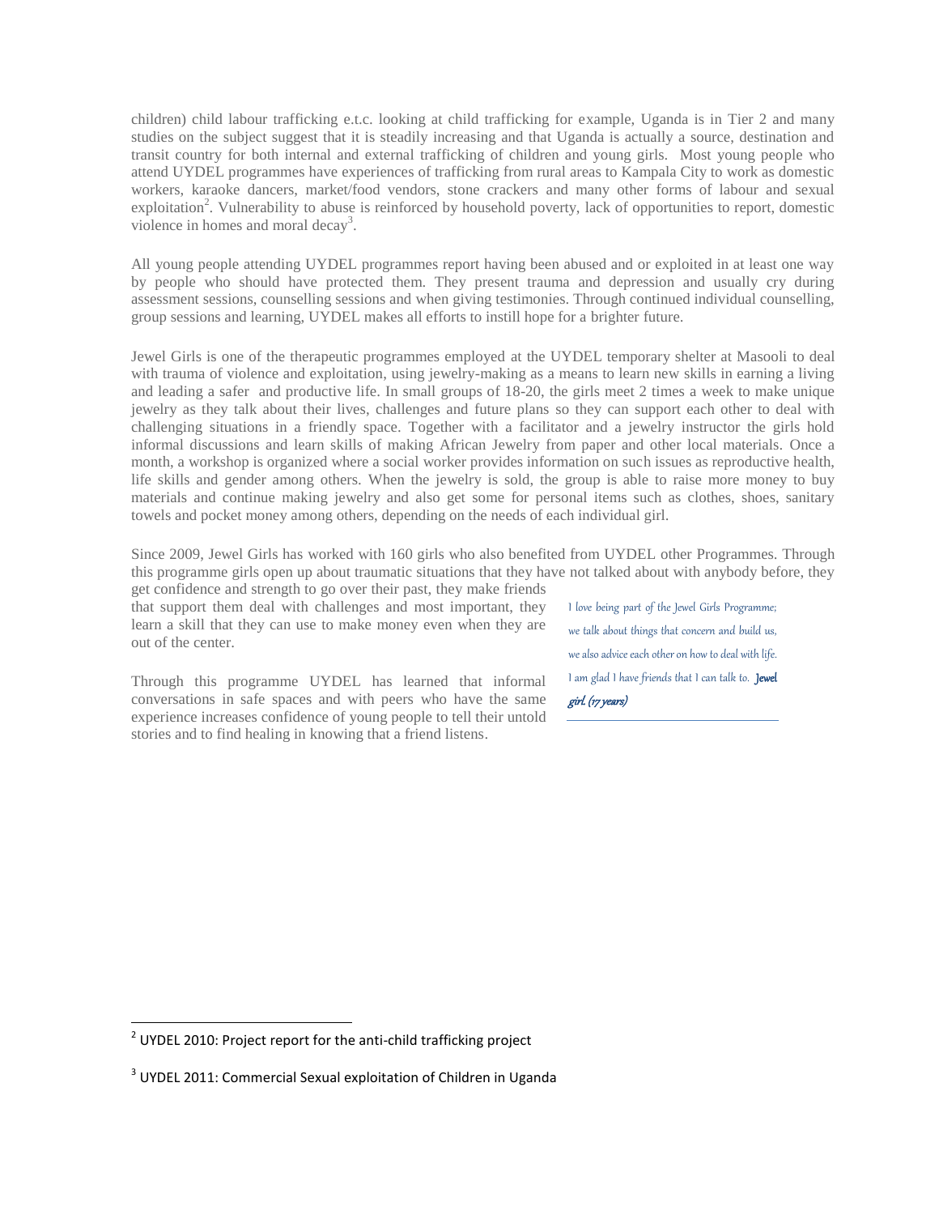children) child labour trafficking e.t.c. looking at child trafficking for example, Uganda is in Tier 2 and many studies on the subject suggest that it is steadily increasing and that Uganda is actually a source, destination and transit country for both internal and external trafficking of children and young girls. Most young people who attend UYDEL programmes have experiences of trafficking from rural areas to Kampala City to work as domestic workers, karaoke dancers, market/food vendors, stone crackers and many other forms of labour and sexual exploitation[2]. Vulnerability to abuse is reinforced by household poverty, lack of opportunities to report, domestic violence in homes and moral decay[3].

All young people attending UYDEL programmes report having been abused and or exploited in at least one way by people who should have protected them. They present trauma and depression and usually cry during assessment sessions, counselling sessions and when giving testimonies. Through continued individual counselling, group sessions and learning, UYDEL makes all efforts to instill hope for a brighter future.

Jewel Girls is one of the therapeutic programmes employed at the UYDEL temporary shelter at Masooli to deal with trauma of violence and exploitation, using jewelry-making as a means to learn new skills in earning a living and leading a safer and productive life. In small groups of 18-20, the girls meet 2 times a week to make unique jewelry as they talk about their lives, challenges and future plans so they can support each other to deal with challenging situations in a friendly space. Together with a facilitator and a jewelry instructor the girls hold informal discussions and learn skills of making African Jewelry from paper and other local materials. Once a month, a workshop is organized where a social worker provides information on such issues as reproductive health, life skills and gender among others. When the jewelry is sold, the group is able to raise more money to buy materials and continue making jewelry and also get some for personal items such as clothes, shoes, sanitary towels and pocket money among others, depending on the needs of each individual girl.

Since 2009, Jewel Girls has worked with 160 girls who also benefited from UYDEL other Programmes. Through this programme girls open up about traumatic situations that they have not talked about with anybody before, they get confidence and strength to go over their past, they make friends that support them deal with challenges and most important, they learn a skill that they can use to make money even when they are out of the center.

Through this programme UYDEL has learned that informal conversations in safe spaces and with peers who have the same experience increases confidence of young people to tell their untold stories and to find healing in knowing that a friend listens.

*I love being part of the Jewel Girls Programme; we talk about things that concern and build us, we also advice each other on how to deal with life. I am glad I have friends that I can talk to.* ***Jewel girl. (17 years)***

[2] UYDEL 2010: Project report for the anti-child trafficking project

[3] UYDEL 2011: Commercial Sexual exploitation of Children in Uganda